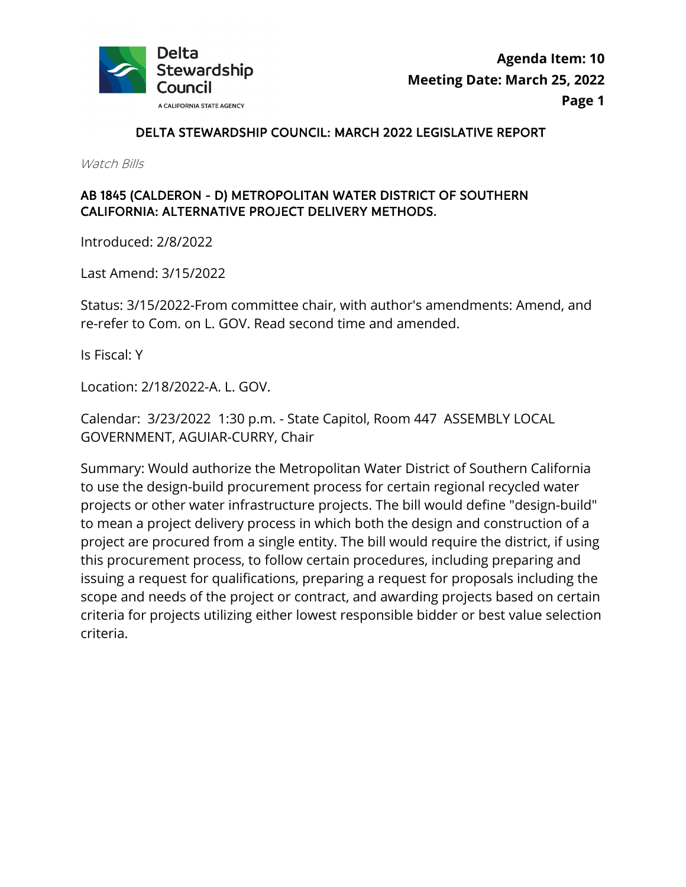# DELTA STEWARDSHIP COUNCIL: MARCH 2022 LEGISLATIVE REPORT

*Watch Bills*

## AB 1845 (CALDERON - D) METROPOLITAN WATER DISTRICT OF SOUTHERN CALIFORNIA: ALTERNATIVE PROJECT DELIVERY METHODS.

Introduced: 2/8/2022

Last Amend: 3/15/2022

Status: 3/15/2022-From committee chair, with author's amendments: Amend, and re-refer to Com. on L. GOV. Read second time and amended.

Is Fiscal: Y

Location: 2/18/2022-A. L. GOV.

Calendar: 3/23/2022 1:30 p.m. - State Capitol, Room 447 ASSEMBLY LOCAL GOVERNMENT, AGUIAR-CURRY, Chair

Summary: Would authorize the Metropolitan Water District of Southern California to use the design-build procurement process for certain regional recycled water projects or other water infrastructure projects. The bill would define "design-build" to mean a project delivery process in which both the design and construction of a project are procured from a single entity. The bill would require the district, if using this procurement process, to follow certain procedures, including preparing and issuing a request for qualifications, preparing a request for proposals including the scope and needs of the project or contract, and awarding projects based on certain criteria for projects utilizing either lowest responsible bidder or best value selection criteria.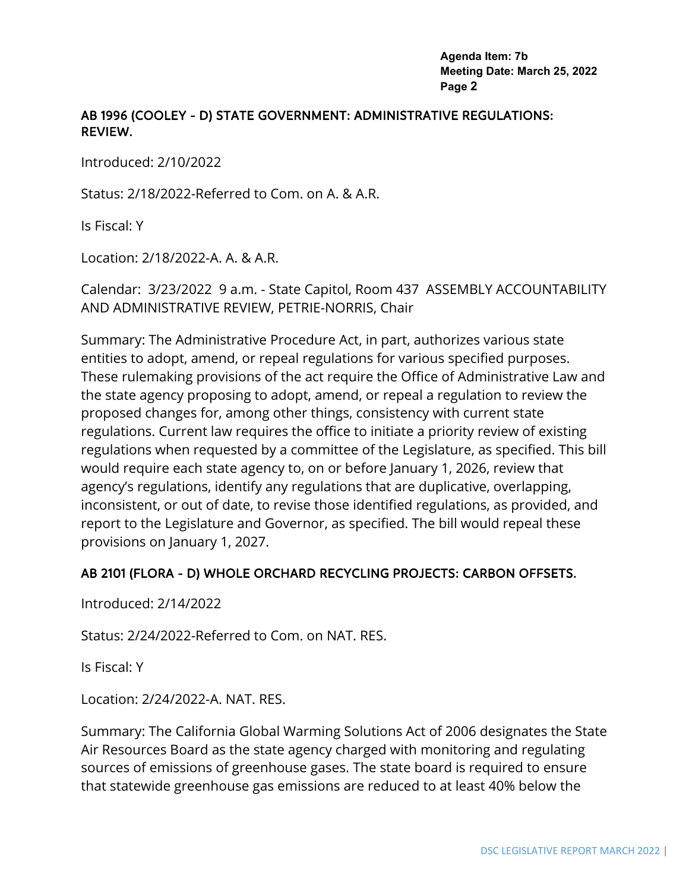### AB 1996 (COOLEY - D) STATE GOVERNMENT: ADMINISTRATIVE REGULATIONS: REVIEW.

Introduced: 2/10/2022

Status: 2/18/2022-Referred to Com. on A. & A.R.

Is Fiscal: Y

Location: 2/18/2022-A. A. & A.R.

Calendar: 3/23/2022 9 a.m. - State Capitol, Room 437 ASSEMBLY ACCOUNTABILITY AND ADMINISTRATIVE REVIEW, PETRIE-NORRIS, Chair

Summary: The Administrative Procedure Act, in part, authorizes various state entities to adopt, amend, or repeal regulations for various specified purposes. These rulemaking provisions of the act require the Office of Administrative Law and the state agency proposing to adopt, amend, or repeal a regulation to review the proposed changes for, among other things, consistency with current state regulations. Current law requires the office to initiate a priority review of existing regulations when requested by a committee of the Legislature, as specified. This bill would require each state agency to, on or before January 1, 2026, review that agency's regulations, identify any regulations that are duplicative, overlapping, inconsistent, or out of date, to revise those identified regulations, as provided, and report to the Legislature and Governor, as specified. The bill would repeal these provisions on January 1, 2027.

### AB 2101 (FLORA - D) WHOLE ORCHARD RECYCLING PROJECTS: CARBON OFFSETS.

Introduced: 2/14/2022

Status: 2/24/2022-Referred to Com. on NAT. RES.

Is Fiscal: Y

Location: 2/24/2022-A. NAT. RES.

Summary: The California Global Warming Solutions Act of 2006 designates the State Air Resources Board as the state agency charged with monitoring and regulating sources of emissions of greenhouse gases. The state board is required to ensure that statewide greenhouse gas emissions are reduced to at least 40% below the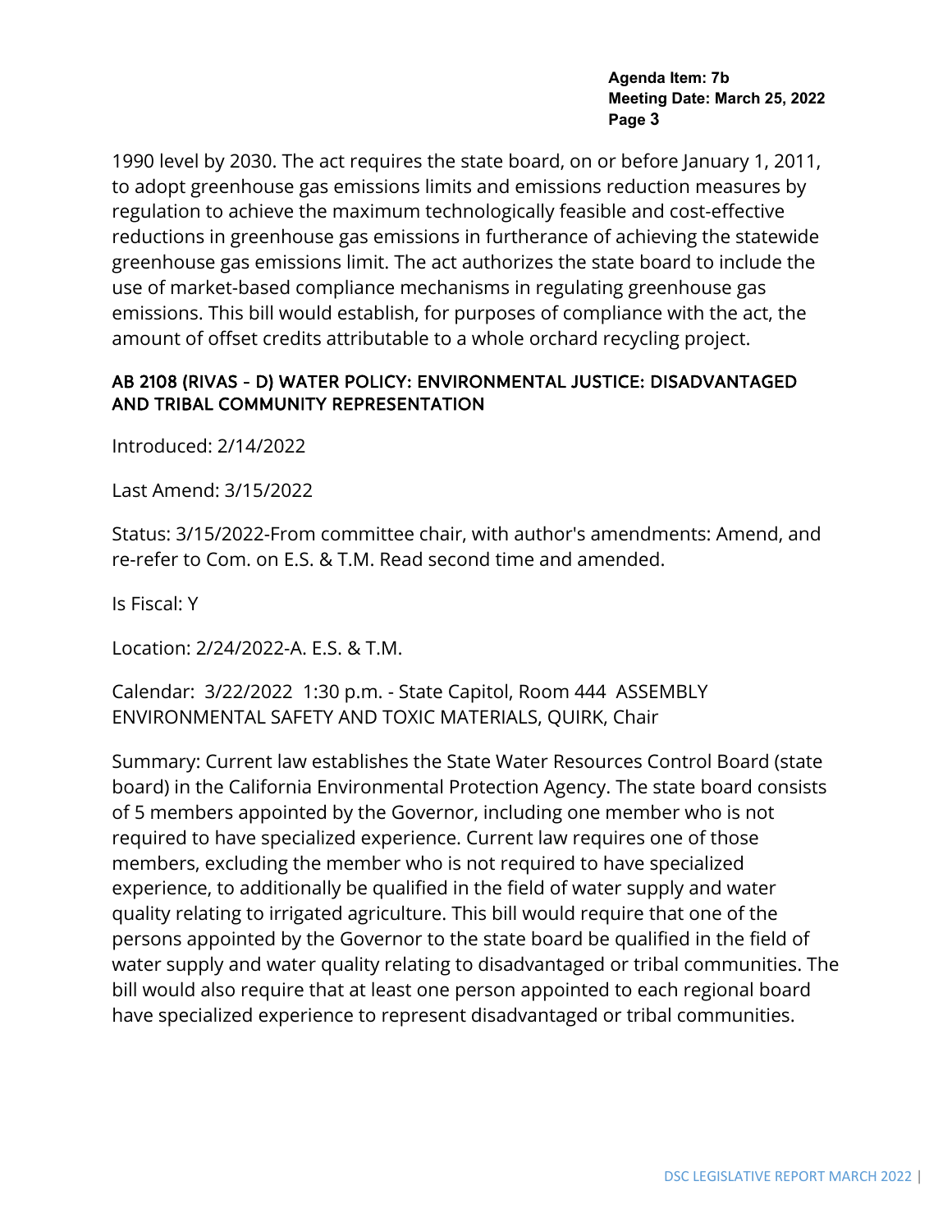1990 level by 2030. The act requires the state board, on or before January 1, 2011, to adopt greenhouse gas emissions limits and emissions reduction measures by regulation to achieve the maximum technologically feasible and cost-effective reductions in greenhouse gas emissions in furtherance of achieving the statewide greenhouse gas emissions limit. The act authorizes the state board to include the use of market-based compliance mechanisms in regulating greenhouse gas emissions. This bill would establish, for purposes of compliance with the act, the amount of offset credits attributable to a whole orchard recycling project.

### AB 2108 (RIVAS - D) WATER POLICY: ENVIRONMENTAL JUSTICE: DISADVANTAGED AND TRIBAL COMMUNITY REPRESENTATION

Introduced: 2/14/2022

Last Amend: 3/15/2022

Status: 3/15/2022-From committee chair, with author's amendments: Amend, and re-refer to Com. on E.S. & T.M. Read second time and amended.

Is Fiscal: Y

Location: 2/24/2022-A. E.S. & T.M.

Calendar: 3/22/2022 1:30 p.m. - State Capitol, Room 444 ASSEMBLY ENVIRONMENTAL SAFETY AND TOXIC MATERIALS, QUIRK, Chair

Summary: Current law establishes the State Water Resources Control Board (state board) in the California Environmental Protection Agency. The state board consists of 5 members appointed by the Governor, including one member who is not required to have specialized experience. Current law requires one of those members, excluding the member who is not required to have specialized experience, to additionally be qualified in the field of water supply and water quality relating to irrigated agriculture. This bill would require that one of the persons appointed by the Governor to the state board be qualified in the field of water supply and water quality relating to disadvantaged or tribal communities. The bill would also require that at least one person appointed to each regional board have specialized experience to represent disadvantaged or tribal communities.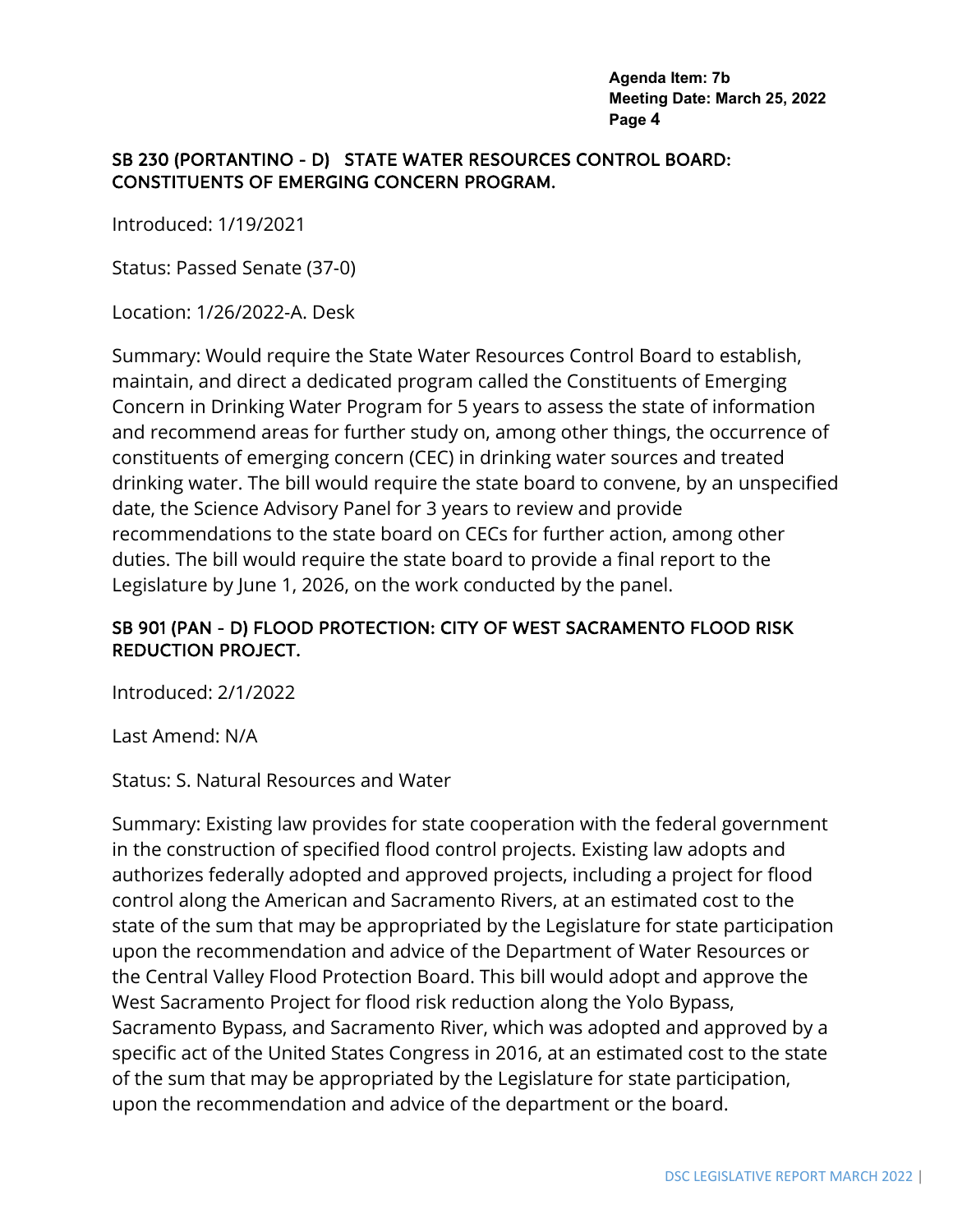## SB 230 (PORTANTINO - D) STATE WATER RESOURCES CONTROL BOARD: CONSTITUENTS OF EMERGING CONCERN PROGRAM.

Introduced: 1/19/2021

Status: Passed Senate (37-0)

Location: 1/26/2022-A. Desk

Summary: Would require the State Water Resources Control Board to establish, maintain, and direct a dedicated program called the Constituents of Emerging Concern in Drinking Water Program for 5 years to assess the state of information and recommend areas for further study on, among other things, the occurrence of constituents of emerging concern (CEC) in drinking water sources and treated drinking water. The bill would require the state board to convene, by an unspecified date, the Science Advisory Panel for 3 years to review and provide recommendations to the state board on CECs for further action, among other duties. The bill would require the state board to provide a final report to the Legislature by June 1, 2026, on the work conducted by the panel.

## SB 901 (PAN - D) FLOOD PROTECTION: CITY OF WEST SACRAMENTO FLOOD RISK REDUCTION PROJECT.

Introduced: 2/1/2022

Last Amend: N/A

Status: S. Natural Resources and Water

Summary: Existing law provides for state cooperation with the federal government in the construction of specified flood control projects. Existing law adopts and authorizes federally adopted and approved projects, including a project for flood control along the American and Sacramento Rivers, at an estimated cost to the state of the sum that may be appropriated by the Legislature for state participation upon the recommendation and advice of the Department of Water Resources or the Central Valley Flood Protection Board. This bill would adopt and approve the West Sacramento Project for flood risk reduction along the Yolo Bypass, Sacramento Bypass, and Sacramento River, which was adopted and approved by a specific act of the United States Congress in 2016, at an estimated cost to the state of the sum that may be appropriated by the Legislature for state participation, upon the recommendation and advice of the department or the board.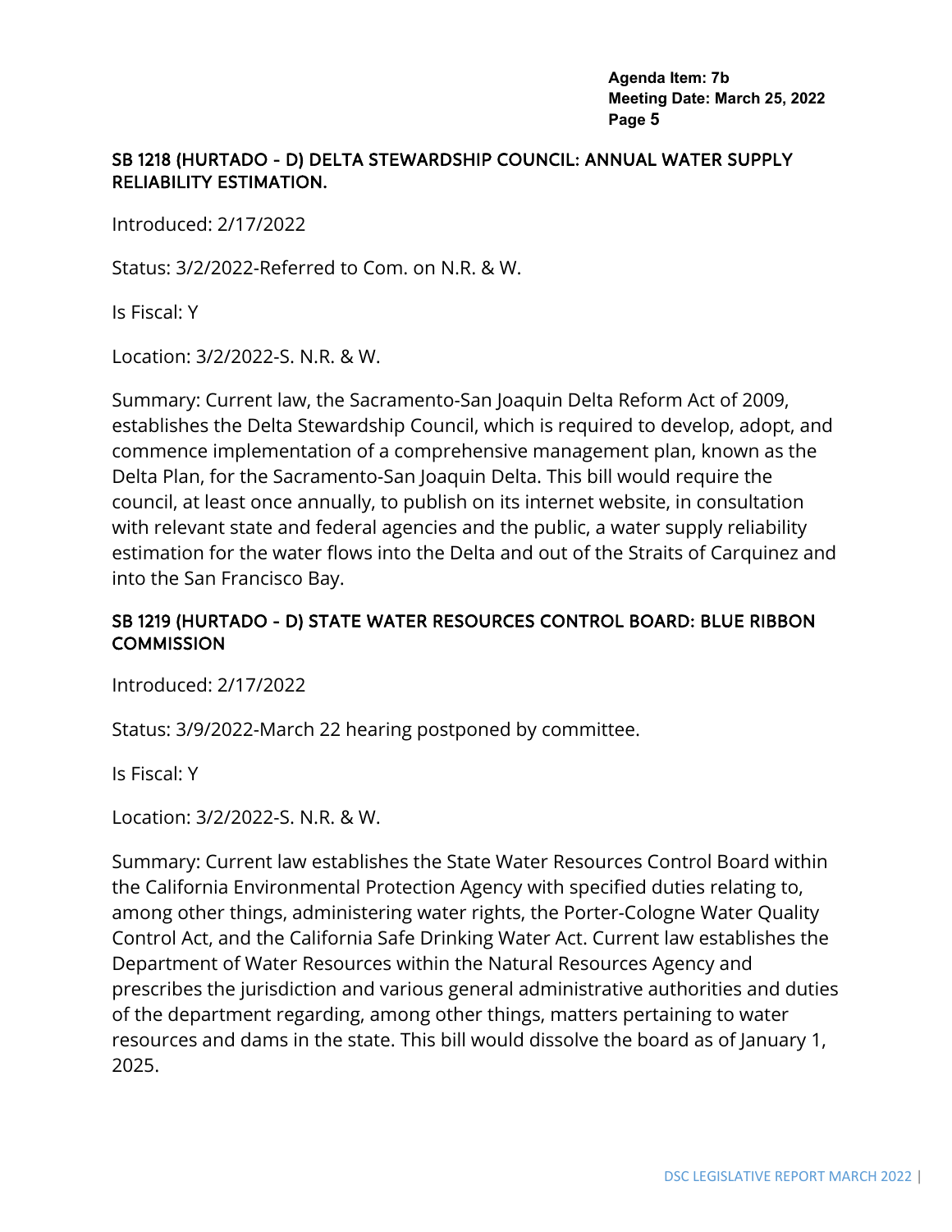### SB 1218 (HURTADO - D) DELTA STEWARDSHIP COUNCIL: ANNUAL WATER SUPPLY RELIABILITY ESTIMATION.

Introduced: 2/17/2022

Status: 3/2/2022-Referred to Com. on N.R. & W.

Is Fiscal: Y

Location: 3/2/2022-S. N.R. & W.

Summary: Current law, the Sacramento-San Joaquin Delta Reform Act of 2009, establishes the Delta Stewardship Council, which is required to develop, adopt, and commence implementation of a comprehensive management plan, known as the Delta Plan, for the Sacramento-San Joaquin Delta. This bill would require the council, at least once annually, to publish on its internet website, in consultation with relevant state and federal agencies and the public, a water supply reliability estimation for the water flows into the Delta and out of the Straits of Carquinez and into the San Francisco Bay.

### SB 1219 (HURTADO - D) STATE WATER RESOURCES CONTROL BOARD: BLUE RIBBON COMMISSION

Introduced: 2/17/2022

Status: 3/9/2022-March 22 hearing postponed by committee.

Is Fiscal: Y

Location: 3/2/2022-S. N.R. & W.

Summary: Current law establishes the State Water Resources Control Board within the California Environmental Protection Agency with specified duties relating to, among other things, administering water rights, the Porter-Cologne Water Quality Control Act, and the California Safe Drinking Water Act. Current law establishes the Department of Water Resources within the Natural Resources Agency and prescribes the jurisdiction and various general administrative authorities and duties of the department regarding, among other things, matters pertaining to water resources and dams in the state. This bill would dissolve the board as of January 1, 2025.